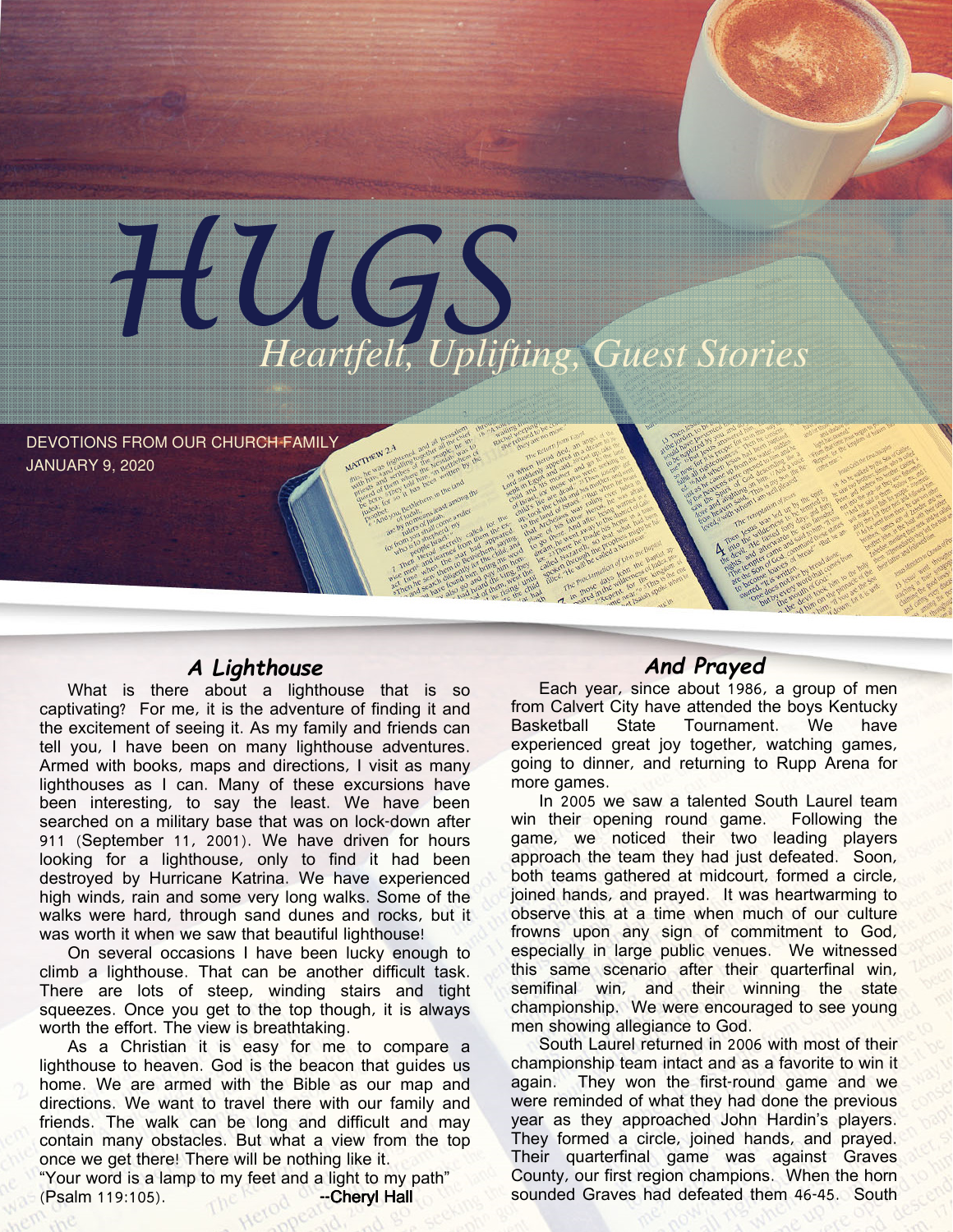# HUGS

*Heartfelt, Uplifting, Guest Stories*

DEVOTIONS FROM OUR CHURCH FAMILY
JANUARY 9, 2020

## A Lighthouse

What is there about a lighthouse that is so captivating? For me, it is the adventure of finding it and the excitement of seeing it. As my family and friends can tell you, I have been on many lighthouse adventures. Armed with books, maps and directions, I visit as many lighthouses as I can. Many of these excursions have been interesting, to say the least. We have been searched on a military base that was on lock-down after 911 (September 11, 2001). We have driven for hours looking for a lighthouse, only to find it had been destroyed by Hurricane Katrina. We have experienced high winds, rain and some very long walks. Some of the walks were hard, through sand dunes and rocks, but it was worth it when we saw that beautiful lighthouse!

On several occasions I have been lucky enough to climb a lighthouse. That can be another difficult task. There are lots of steep, winding stairs and tight squeezes. Once you get to the top though, it is always worth the effort. The view is breathtaking.

As a Christian it is easy for me to compare a lighthouse to heaven. God is the beacon that guides us home. We are armed with the Bible as our map and directions. We want to travel there with our family and friends. The walk can be long and difficult and may contain many obstacles. But what a view from the top once we get there! There will be nothing like it.

"Your word is a lamp to my feet and a light to my path" (Psalm 119:105). --Cheryl Hall

## And Prayed

Each year, since about 1986, a group of men from Calvert City have attended the boys Kentucky Basketball State Tournament. We have experienced great joy together, watching games, going to dinner, and returning to Rupp Arena for more games.

In 2005 we saw a talented South Laurel team win their opening round game. Following the game, we noticed their two leading players approach the team they had just defeated. Soon, both teams gathered at midcourt, formed a circle, joined hands, and prayed. It was heartwarming to observe this at a time when much of our culture frowns upon any sign of commitment to God, especially in large public venues. We witnessed this same scenario after their quarterfinal win, semifinal win, and their winning the state championship. We were encouraged to see young men showing allegiance to God.

South Laurel returned in 2006 with most of their championship team intact and as a favorite to win it again. They won the first-round game and we were reminded of what they had done the previous year as they approached John Hardin's players. They formed a circle, joined hands, and prayed. Their quarterfinal game was against Graves County, our first region champions. When the horn sounded Graves had defeated them 46-45. South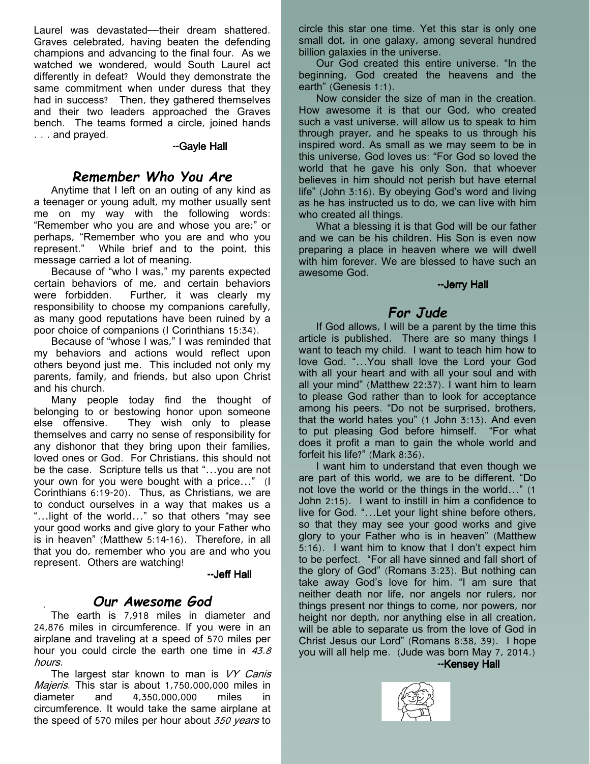Laurel was devastated—their dream shattered. Graves celebrated, having beaten the defending champions and advancing to the final four. As we watched we wondered, would South Laurel act differently in defeat? Would they demonstrate the same commitment when under duress that they had in success? Then, they gathered themselves and their two leaders approached the Graves bench. The teams formed a circle, joined hands . . . and prayed.

--Gayle Hall

## *Remember Who You Are*

Anytime that I left on an outing of any kind as a teenager or young adult, my mother usually sent me on my way with the following words: "Remember who you are and whose you are;" or perhaps, "Remember who you are and who you represent." While brief and to the point, this message carried a lot of meaning.

Because of "who I was," my parents expected certain behaviors of me, and certain behaviors were forbidden. Further, it was clearly my responsibility to choose my companions carefully, as many good reputations have been ruined by a poor choice of companions (I Corinthians 15:34).

Because of "whose I was," I was reminded that my behaviors and actions would reflect upon others beyond just me. This included not only my parents, family, and friends, but also upon Christ and his church.

Many people today find the thought of belonging to or bestowing honor upon someone else offensive. They wish only to please themselves and carry no sense of responsibility for any dishonor that they bring upon their families, loved ones or God. For Christians, this should not be the case. Scripture tells us that "…you are not your own for you were bought with a price…" (I Corinthians 6:19-20). Thus, as Christians, we are to conduct ourselves in a way that makes us a "…light of the world…" so that others "may see your good works and give glory to your Father who is in heaven" (Matthew 5:14-16). Therefore, in all that you do, remember who you are and who you represent. Others are watching!

--Jeff Hall

## *Our Awesome God*

The earth is 7,918 miles in diameter and 24,876 miles in circumference. If you were in an airplane and traveling at a speed of 570 miles per hour you could circle the earth one time in *43.8 hours*.

The largest star known to man is *VY Canis Majeris*. This star is about 1,750,000,000 miles in diameter and 4,350,000,000 miles in circumference. It would take the same airplane at the speed of 570 miles per hour about *350 years* to circle this star one time. Yet this star is only one small dot, in one galaxy, among several hundred billion galaxies in the universe.

Our God created this entire universe. "In the beginning, God created the heavens and the earth" (Genesis 1:1).

Now consider the size of man in the creation. How awesome it is that our God, who created such a vast universe, will allow us to speak to him through prayer, and he speaks to us through his inspired word. As small as we may seem to be in this universe, God loves us: "For God so loved the world that he gave his only Son, that whoever believes in him should not perish but have eternal life" (John 3:16). By obeying God's word and living as he has instructed us to do, we can live with him who created all things.

What a blessing it is that God will be our father and we can be his children. His Son is even now preparing a place in heaven where we will dwell with him forever. We are blessed to have such an awesome God.

--Jerry Hall

## *For Jude*

If God allows, I will be a parent by the time this article is published. There are so many things I want to teach my child. I want to teach him how to love God. "…You shall love the Lord your God with all your heart and with all your soul and with all your mind" (Matthew 22:37). I want him to learn to please God rather than to look for acceptance among his peers. "Do not be surprised, brothers, that the world hates you" (1 John 3:13). And even to put pleasing God before himself. "For what does it profit a man to gain the whole world and forfeit his life?" (Mark 8:36).

I want him to understand that even though we are part of this world, we are to be different. "Do not love the world or the things in the world…" (1 John 2:15). I want to instill in him a confidence to live for God. "…Let your light shine before others, so that they may see your good works and give glory to your Father who is in heaven" (Matthew 5:16). I want him to know that I don't expect him to be perfect. "For all have sinned and fall short of the glory of God" (Romans 3:23). But nothing can take away God's love for him. "I am sure that neither death nor life, nor angels nor rulers, nor things present nor things to come, nor powers, nor height nor depth, nor anything else in all creation, will be able to separate us from the love of God in Christ Jesus our Lord" (Romans 8:38, 39). I hope you will all help me. (Jude was born May 7, 2014.)

--Kensey Hall